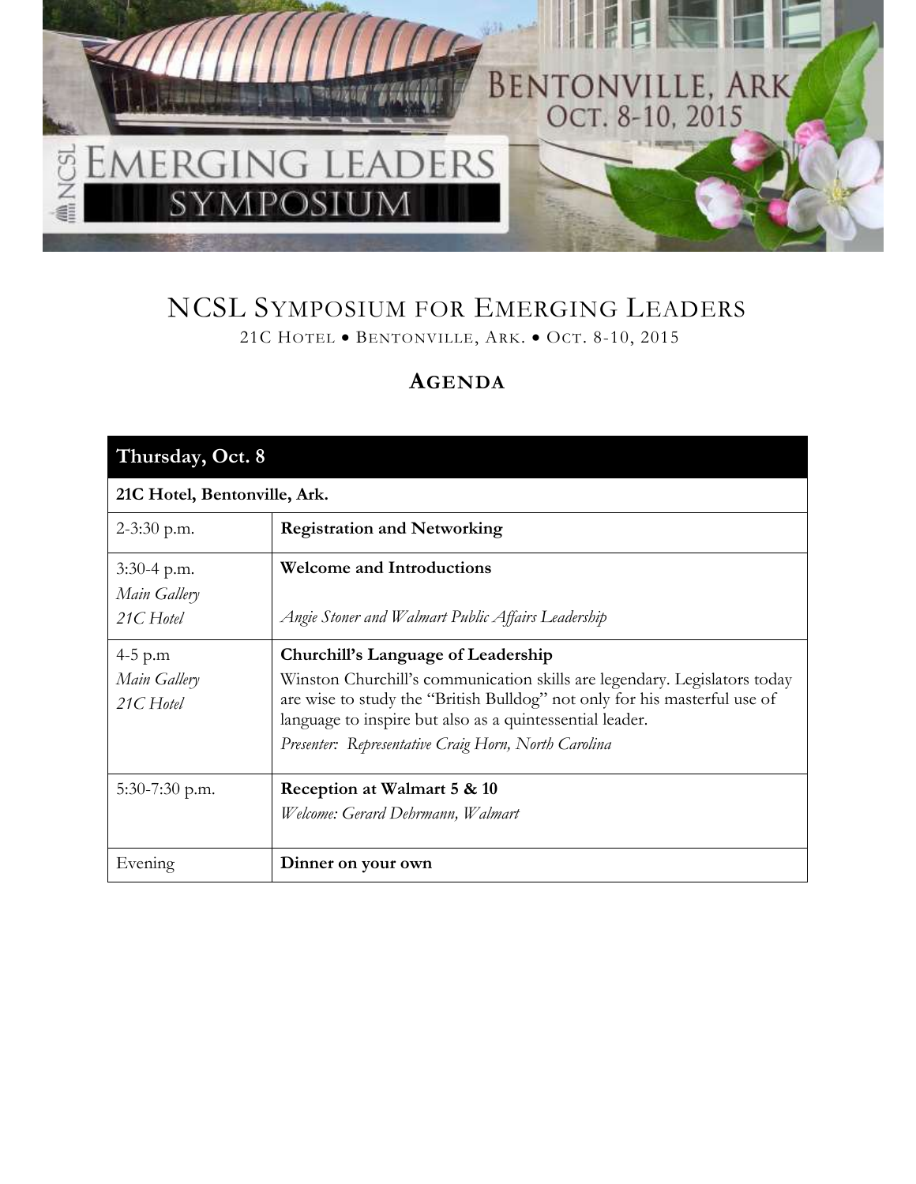# NCSL Symposium for Emerging Leaders

21C Hotel • Bentonville, Ark. • Oct. 8-10, 2015

## Agenda

| **Thursday, Oct. 8** | |
|---|---|
| **21C Hotel, Bentonville, Ark.** | |
| 2-3:30 p.m. | **Registration and Networking** |
| 3:30-4 p.m.<br>*Main Gallery*<br>*21C Hotel* | **Welcome and Introductions**<br><br>*Angie Stoner and Walmart Public Affairs Leadership* |
| 4-5 p.m<br>*Main Gallery*<br>*21C Hotel* | **Churchill's Language of Leadership**<br>Winston Churchill's communication skills are legendary. Legislators today are wise to study the "British Bulldog" not only for his masterful use of language to inspire but also as a quintessential leader.<br>*Presenter: Representative Craig Horn, North Carolina* |
| 5:30-7:30 p.m. | **Reception at Walmart 5 & 10**<br>*Welcome: Gerard Dehrmann, Walmart* |
| Evening | **Dinner on your own** |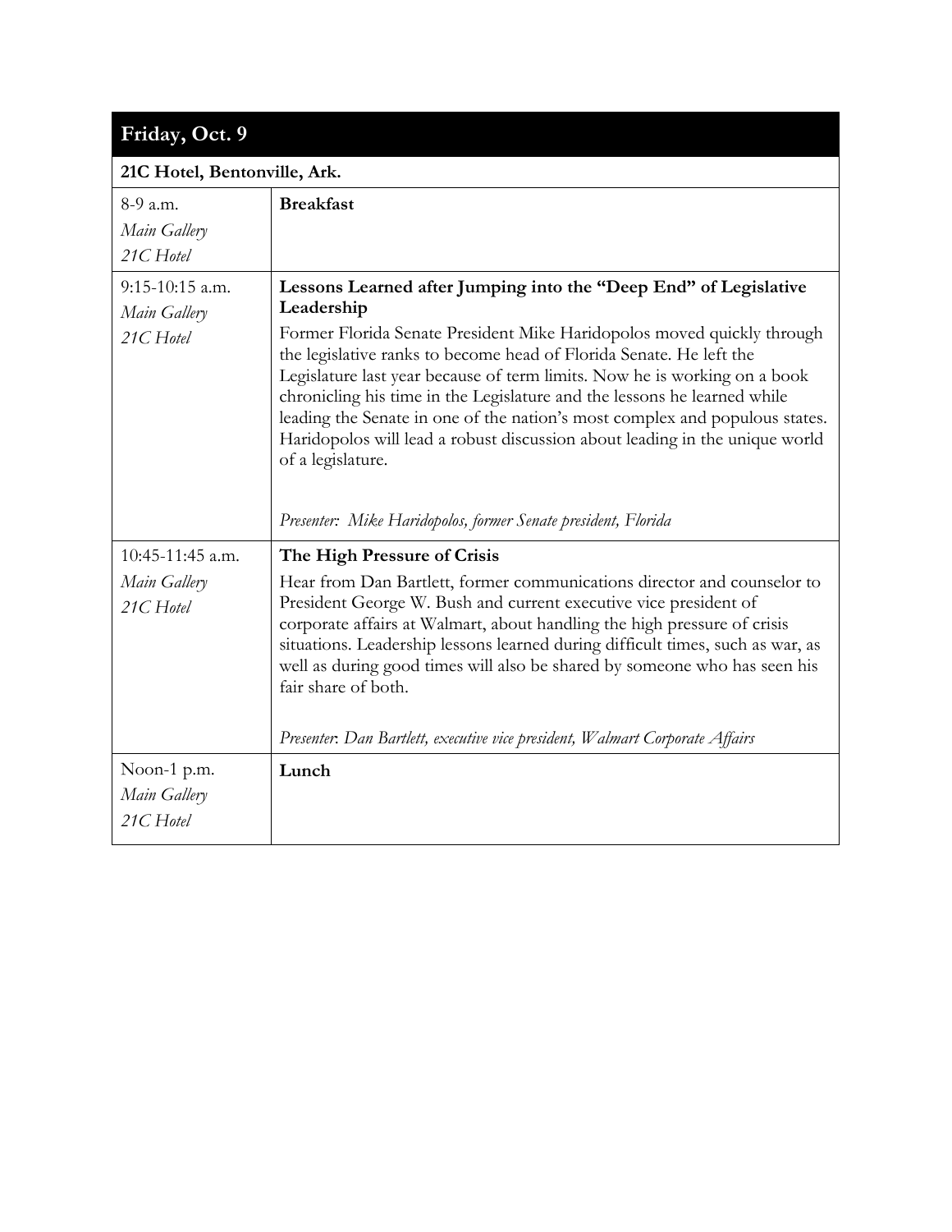## Friday, Oct. 9

**21C Hotel, Bentonville, Ark.**

| Time / Location | Session |
|---|---|
| 8-9 a.m.<br>*Main Gallery*<br>*21C Hotel* | **Breakfast** |
| 9:15-10:15 a.m.<br>*Main Gallery*<br>*21C Hotel* | **Lessons Learned after Jumping into the "Deep End" of Legislative Leadership**<br>Former Florida Senate President Mike Haridopolos moved quickly through the legislative ranks to become head of Florida Senate. He left the Legislature last year because of term limits. Now he is working on a book chronicling his time in the Legislature and the lessons he learned while leading the Senate in one of the nation's most complex and populous states. Haridopolos will lead a robust discussion about leading in the unique world of a legislature.<br><br>*Presenter: Mike Haridopolos, former Senate president, Florida* |
| 10:45-11:45 a.m.<br>*Main Gallery*<br>*21C Hotel* | **The High Pressure of Crisis**<br>Hear from Dan Bartlett, former communications director and counselor to President George W. Bush and current executive vice president of corporate affairs at Walmart, about handling the high pressure of crisis situations. Leadership lessons learned during difficult times, such as war, as well as during good times will also be shared by someone who has seen his fair share of both.<br><br>*Presenter: Dan Bartlett, executive vice president, Walmart Corporate Affairs* |
| Noon-1 p.m.<br>*Main Gallery*<br>*21C Hotel* | **Lunch** |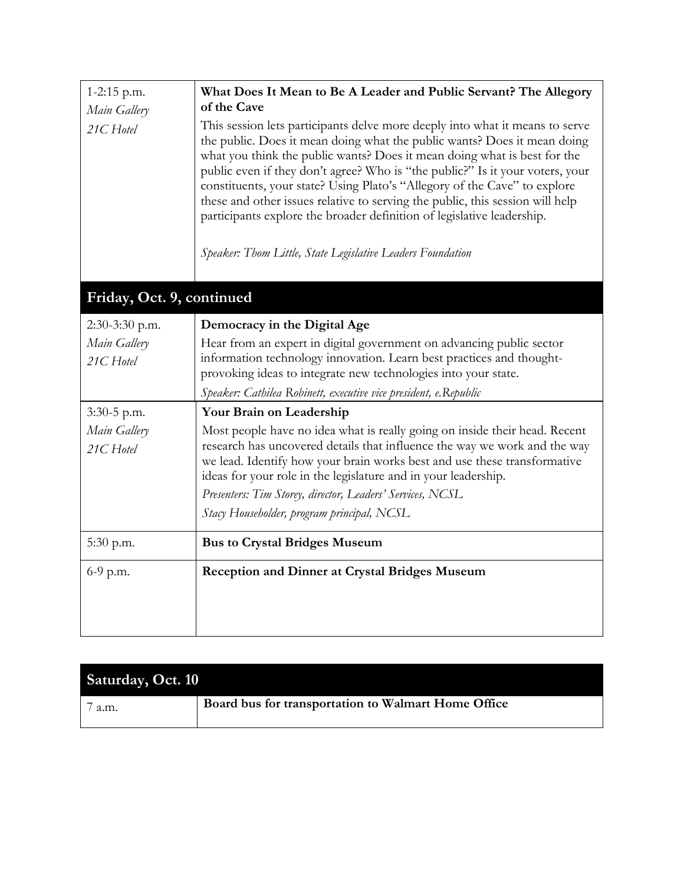| | |
|---|---|
| 1-2:15 p.m.<br>*Main Gallery*<br>*21C Hotel* | **What Does It Mean to Be A Leader and Public Servant? The Allegory of the Cave**<br>This session lets participants delve more deeply into what it means to serve the public. Does it mean doing what the public wants? Does it mean doing what you think the public wants? Does it mean doing what is best for the public even if they don't agree? Who is "the public?" Is it your voters, your constituents, your state? Using Plato's "Allegory of the Cave" to explore these and other issues relative to serving the public, this session will help participants explore the broader definition of legislative leadership.<br><br>*Speaker: Thom Little, State Legislative Leaders Foundation* |

## Friday, Oct. 9, continued

| | |
|---|---|
| 2:30-3:30 p.m.<br>*Main Gallery*<br>*21C Hotel* | **Democracy in the Digital Age**<br>Hear from an expert in digital government on advancing public sector information technology innovation. Learn best practices and thought-provoking ideas to integrate new technologies into your state.<br>*Speaker: Cathilea Robinett, executive vice president, e.Republic* |
| 3:30-5 p.m.<br>*Main Gallery*<br>*21C Hotel* | **Your Brain on Leadership**<br>Most people have no idea what is really going on inside their head. Recent research has uncovered details that influence the way we work and the way we lead. Identify how your brain works best and use these transformative ideas for your role in the legislature and in your leadership.<br>*Presenters: Tim Storey, director, Leaders' Services, NCSL*<br>*Stacy Householder, program principal, NCSL* |
| 5:30 p.m. | **Bus to Crystal Bridges Museum** |
| 6-9 p.m. | **Reception and Dinner at Crystal Bridges Museum** |

## Saturday, Oct. 10

| | |
|---|---|
| 7 a.m. | **Board bus for transportation to Walmart Home Office** |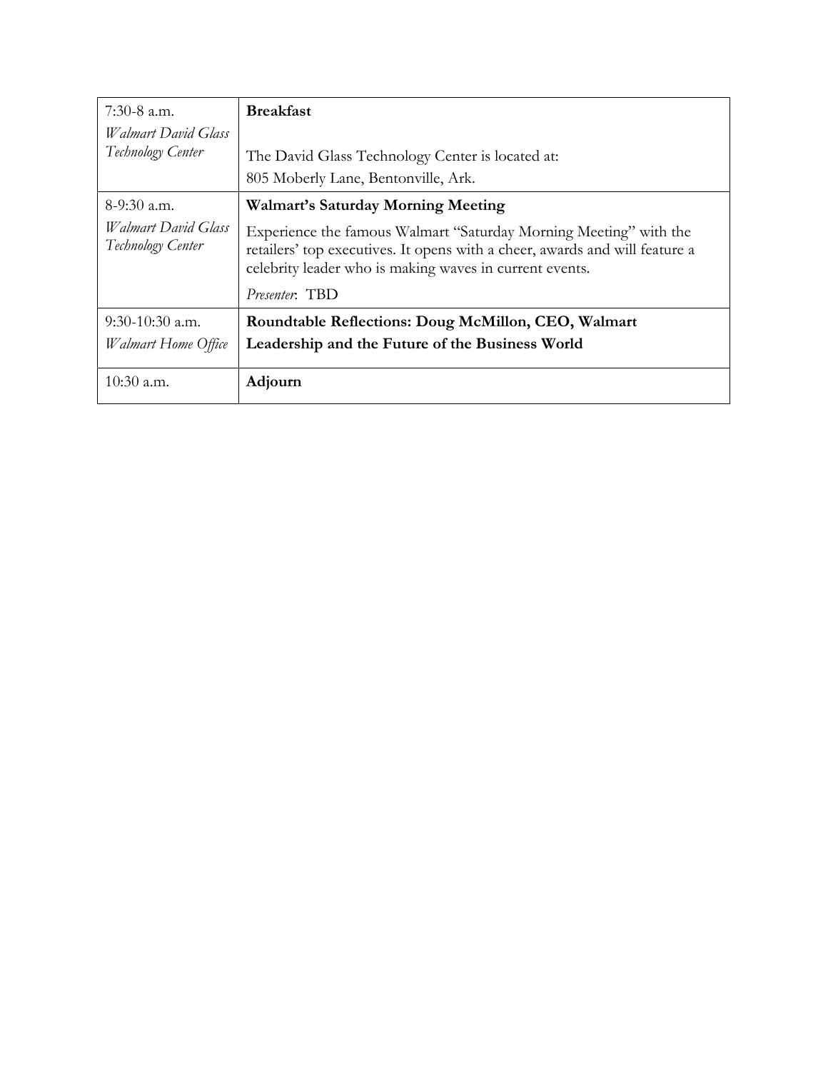| | |
|---|---|
| 7:30-8 a.m.<br>*Walmart David Glass Technology Center* | **Breakfast**<br><br>The David Glass Technology Center is located at:<br>805 Moberly Lane, Bentonville, Ark. |
| 8-9:30 a.m.<br>*Walmart David Glass Technology Center* | **Walmart's Saturday Morning Meeting**<br>Experience the famous Walmart "Saturday Morning Meeting" with the retailers' top executives. It opens with a cheer, awards and will feature a celebrity leader who is making waves in current events.<br>*Presenter*: TBD |
| 9:30-10:30 a.m.<br>*Walmart Home Office* | **Roundtable Reflections: Doug McMillon, CEO, Walmart**<br>**Leadership and the Future of the Business World** |
| 10:30 a.m. | **Adjourn** |